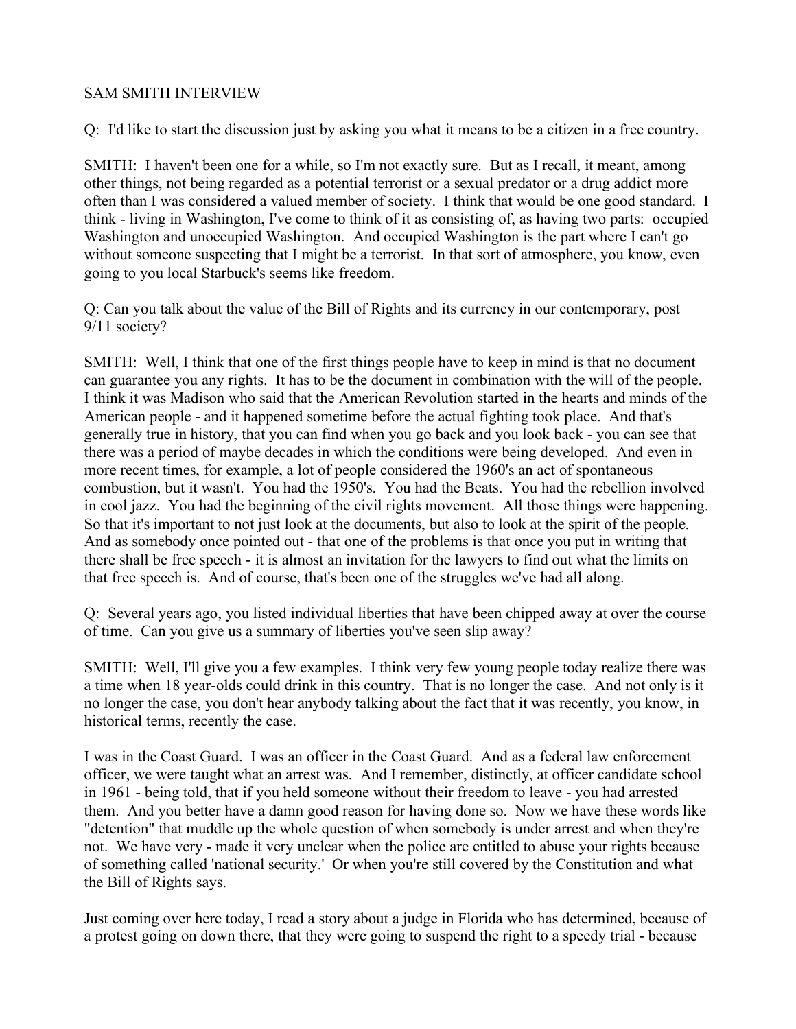# SAM SMITH INTERVIEW

Q: I'd like to start the discussion just by asking you what it means to be a citizen in a free country.

SMITH: I haven't been one for a while, so I'm not exactly sure. But as I recall, it meant, among other things, not being regarded as a potential terrorist or a sexual predator or a drug addict more often than I was considered a valued member of society. I think that would be one good standard. I think - living in Washington, I've come to think of it as consisting of, as having two parts: occupied Washington and unoccupied Washington. And occupied Washington is the part where I can't go without someone suspecting that I might be a terrorist. In that sort of atmosphere, you know, even going to you local Starbuck's seems like freedom.

Q: Can you talk about the value of the Bill of Rights and its currency in our contemporary, post 9/11 society?

SMITH: Well, I think that one of the first things people have to keep in mind is that no document can guarantee you any rights. It has to be the document in combination with the will of the people. I think it was Madison who said that the American Revolution started in the hearts and minds of the American people - and it happened sometime before the actual fighting took place. And that's generally true in history, that you can find when you go back and you look back - you can see that there was a period of maybe decades in which the conditions were being developed. And even in more recent times, for example, a lot of people considered the 1960's an act of spontaneous combustion, but it wasn't. You had the 1950's. You had the Beats. You had the rebellion involved in cool jazz. You had the beginning of the civil rights movement. All those things were happening. So that it's important to not just look at the documents, but also to look at the spirit of the people. And as somebody once pointed out - that one of the problems is that once you put in writing that there shall be free speech - it is almost an invitation for the lawyers to find out what the limits on that free speech is. And of course, that's been one of the struggles we've had all along.

Q: Several years ago, you listed individual liberties that have been chipped away at over the course of time. Can you give us a summary of liberties you've seen slip away?

SMITH: Well, I'll give you a few examples. I think very few young people today realize there was a time when 18 year-olds could drink in this country. That is no longer the case. And not only is it no longer the case, you don't hear anybody talking about the fact that it was recently, you know, in historical terms, recently the case.

I was in the Coast Guard. I was an officer in the Coast Guard. And as a federal law enforcement officer, we were taught what an arrest was. And I remember, distinctly, at officer candidate school in 1961 - being told, that if you held someone without their freedom to leave - you had arrested them. And you better have a damn good reason for having done so. Now we have these words like "detention" that muddle up the whole question of when somebody is under arrest and when they're not. We have very - made it very unclear when the police are entitled to abuse your rights because of something called 'national security.' Or when you're still covered by the Constitution and what the Bill of Rights says.

Just coming over here today, I read a story about a judge in Florida who has determined, because of a protest going on down there, that they were going to suspend the right to a speedy trial - because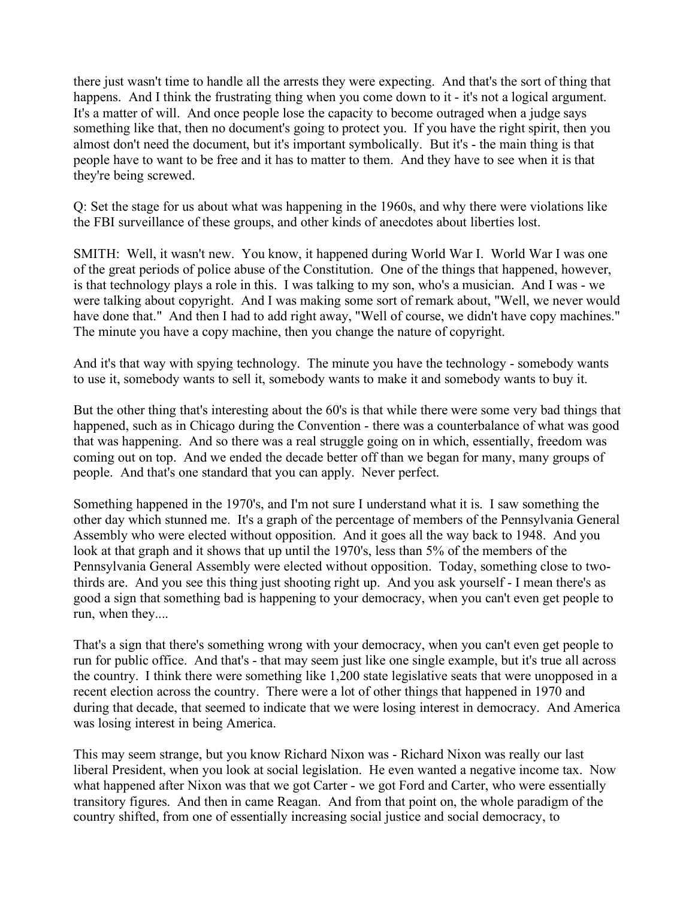there just wasn't time to handle all the arrests they were expecting. And that's the sort of thing that happens. And I think the frustrating thing when you come down to it - it's not a logical argument. It's a matter of will. And once people lose the capacity to become outraged when a judge says something like that, then no document's going to protect you. If you have the right spirit, then you almost don't need the document, but it's important symbolically. But it's - the main thing is that people have to want to be free and it has to matter to them. And they have to see when it is that they're being screwed.

Q: Set the stage for us about what was happening in the 1960s, and why there were violations like the FBI surveillance of these groups, and other kinds of anecdotes about liberties lost.

SMITH: Well, it wasn't new. You know, it happened during World War I. World War I was one of the great periods of police abuse of the Constitution. One of the things that happened, however, is that technology plays a role in this. I was talking to my son, who's a musician. And I was - we were talking about copyright. And I was making some sort of remark about, "Well, we never would have done that." And then I had to add right away, "Well of course, we didn't have copy machines." The minute you have a copy machine, then you change the nature of copyright.

And it's that way with spying technology. The minute you have the technology - somebody wants to use it, somebody wants to sell it, somebody wants to make it and somebody wants to buy it.

But the other thing that's interesting about the 60's is that while there were some very bad things that happened, such as in Chicago during the Convention - there was a counterbalance of what was good that was happening. And so there was a real struggle going on in which, essentially, freedom was coming out on top. And we ended the decade better off than we began for many, many groups of people. And that's one standard that you can apply. Never perfect.

Something happened in the 1970's, and I'm not sure I understand what it is. I saw something the other day which stunned me. It's a graph of the percentage of members of the Pennsylvania General Assembly who were elected without opposition. And it goes all the way back to 1948. And you look at that graph and it shows that up until the 1970's, less than 5% of the members of the Pennsylvania General Assembly were elected without opposition. Today, something close to two-thirds are. And you see this thing just shooting right up. And you ask yourself - I mean there's as good a sign that something bad is happening to your democracy, when you can't even get people to run, when they....

That's a sign that there's something wrong with your democracy, when you can't even get people to run for public office. And that's - that may seem just like one single example, but it's true all across the country. I think there were something like 1,200 state legislative seats that were unopposed in a recent election across the country. There were a lot of other things that happened in 1970 and during that decade, that seemed to indicate that we were losing interest in democracy. And America was losing interest in being America.

This may seem strange, but you know Richard Nixon was - Richard Nixon was really our last liberal President, when you look at social legislation. He even wanted a negative income tax. Now what happened after Nixon was that we got Carter - we got Ford and Carter, who were essentially transitory figures. And then in came Reagan. And from that point on, the whole paradigm of the country shifted, from one of essentially increasing social justice and social democracy, to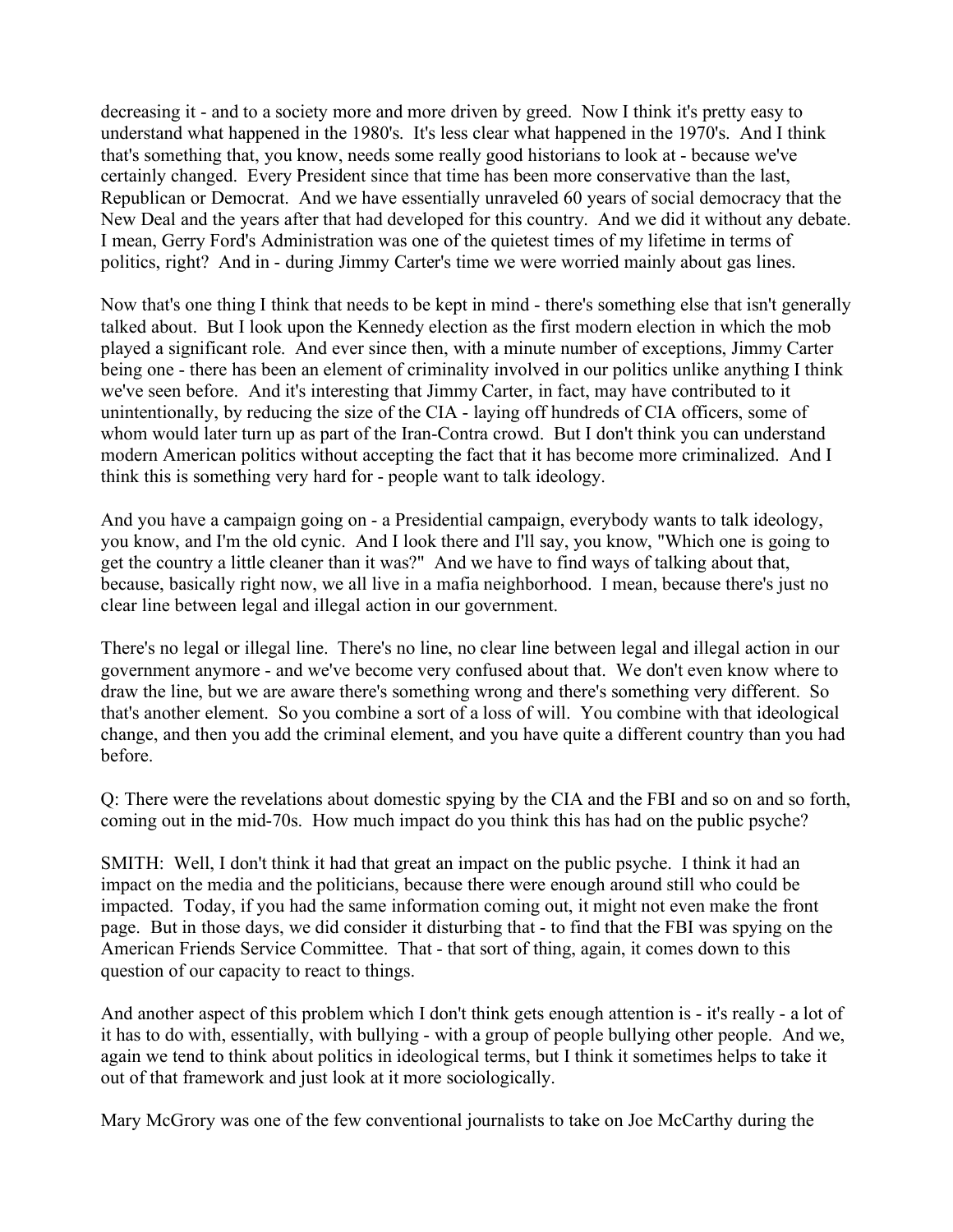decreasing it - and to a society more and more driven by greed. Now I think it's pretty easy to understand what happened in the 1980's. It's less clear what happened in the 1970's. And I think that's something that, you know, needs some really good historians to look at - because we've certainly changed. Every President since that time has been more conservative than the last, Republican or Democrat. And we have essentially unraveled 60 years of social democracy that the New Deal and the years after that had developed for this country. And we did it without any debate. I mean, Gerry Ford's Administration was one of the quietest times of my lifetime in terms of politics, right? And in - during Jimmy Carter's time we were worried mainly about gas lines.

Now that's one thing I think that needs to be kept in mind - there's something else that isn't generally talked about. But I look upon the Kennedy election as the first modern election in which the mob played a significant role. And ever since then, with a minute number of exceptions, Jimmy Carter being one - there has been an element of criminality involved in our politics unlike anything I think we've seen before. And it's interesting that Jimmy Carter, in fact, may have contributed to it unintentionally, by reducing the size of the CIA - laying off hundreds of CIA officers, some of whom would later turn up as part of the Iran-Contra crowd. But I don't think you can understand modern American politics without accepting the fact that it has become more criminalized. And I think this is something very hard for - people want to talk ideology.

And you have a campaign going on - a Presidential campaign, everybody wants to talk ideology, you know, and I'm the old cynic. And I look there and I'll say, you know, "Which one is going to get the country a little cleaner than it was?" And we have to find ways of talking about that, because, basically right now, we all live in a mafia neighborhood. I mean, because there's just no clear line between legal and illegal action in our government.

There's no legal or illegal line. There's no line, no clear line between legal and illegal action in our government anymore - and we've become very confused about that. We don't even know where to draw the line, but we are aware there's something wrong and there's something very different. So that's another element. So you combine a sort of a loss of will. You combine with that ideological change, and then you add the criminal element, and you have quite a different country than you had before.

Q: There were the revelations about domestic spying by the CIA and the FBI and so on and so forth, coming out in the mid-70s. How much impact do you think this has had on the public psyche?

SMITH: Well, I don't think it had that great an impact on the public psyche. I think it had an impact on the media and the politicians, because there were enough around still who could be impacted. Today, if you had the same information coming out, it might not even make the front page. But in those days, we did consider it disturbing that - to find that the FBI was spying on the American Friends Service Committee. That - that sort of thing, again, it comes down to this question of our capacity to react to things.

And another aspect of this problem which I don't think gets enough attention is - it's really - a lot of it has to do with, essentially, with bullying - with a group of people bullying other people. And we, again we tend to think about politics in ideological terms, but I think it sometimes helps to take it out of that framework and just look at it more sociologically.

Mary McGrory was one of the few conventional journalists to take on Joe McCarthy during the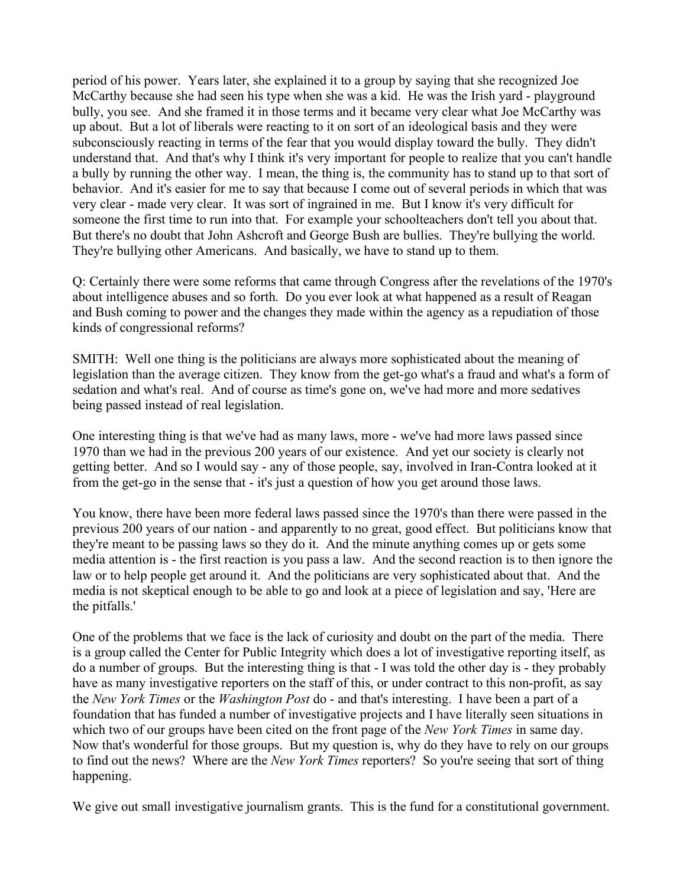period of his power. Years later, she explained it to a group by saying that she recognized Joe McCarthy because she had seen his type when she was a kid. He was the Irish yard - playground bully, you see. And she framed it in those terms and it became very clear what Joe McCarthy was up about. But a lot of liberals were reacting to it on sort of an ideological basis and they were subconsciously reacting in terms of the fear that you would display toward the bully. They didn't understand that. And that's why I think it's very important for people to realize that you can't handle a bully by running the other way. I mean, the thing is, the community has to stand up to that sort of behavior. And it's easier for me to say that because I come out of several periods in which that was very clear - made very clear. It was sort of ingrained in me. But I know it's very difficult for someone the first time to run into that. For example your schoolteachers don't tell you about that. But there's no doubt that John Ashcroft and George Bush are bullies. They're bullying the world. They're bullying other Americans. And basically, we have to stand up to them.

Q: Certainly there were some reforms that came through Congress after the revelations of the 1970's about intelligence abuses and so forth. Do you ever look at what happened as a result of Reagan and Bush coming to power and the changes they made within the agency as a repudiation of those kinds of congressional reforms?

SMITH: Well one thing is the politicians are always more sophisticated about the meaning of legislation than the average citizen. They know from the get-go what's a fraud and what's a form of sedation and what's real. And of course as time's gone on, we've had more and more sedatives being passed instead of real legislation.

One interesting thing is that we've had as many laws, more - we've had more laws passed since 1970 than we had in the previous 200 years of our existence. And yet our society is clearly not getting better. And so I would say - any of those people, say, involved in Iran-Contra looked at it from the get-go in the sense that - it's just a question of how you get around those laws.

You know, there have been more federal laws passed since the 1970's than there were passed in the previous 200 years of our nation - and apparently to no great, good effect. But politicians know that they're meant to be passing laws so they do it. And the minute anything comes up or gets some media attention is - the first reaction is you pass a law. And the second reaction is to then ignore the law or to help people get around it. And the politicians are very sophisticated about that. And the media is not skeptical enough to be able to go and look at a piece of legislation and say, 'Here are the pitfalls.'

One of the problems that we face is the lack of curiosity and doubt on the part of the media. There is a group called the Center for Public Integrity which does a lot of investigative reporting itself, as do a number of groups. But the interesting thing is that - I was told the other day is - they probably have as many investigative reporters on the staff of this, or under contract to this non-profit, as say the *New York Times* or the *Washington Post* do - and that's interesting. I have been a part of a foundation that has funded a number of investigative projects and I have literally seen situations in which two of our groups have been cited on the front page of the *New York Times* in same day. Now that's wonderful for those groups. But my question is, why do they have to rely on our groups to find out the news? Where are the *New York Times* reporters? So you're seeing that sort of thing happening.

We give out small investigative journalism grants. This is the fund for a constitutional government.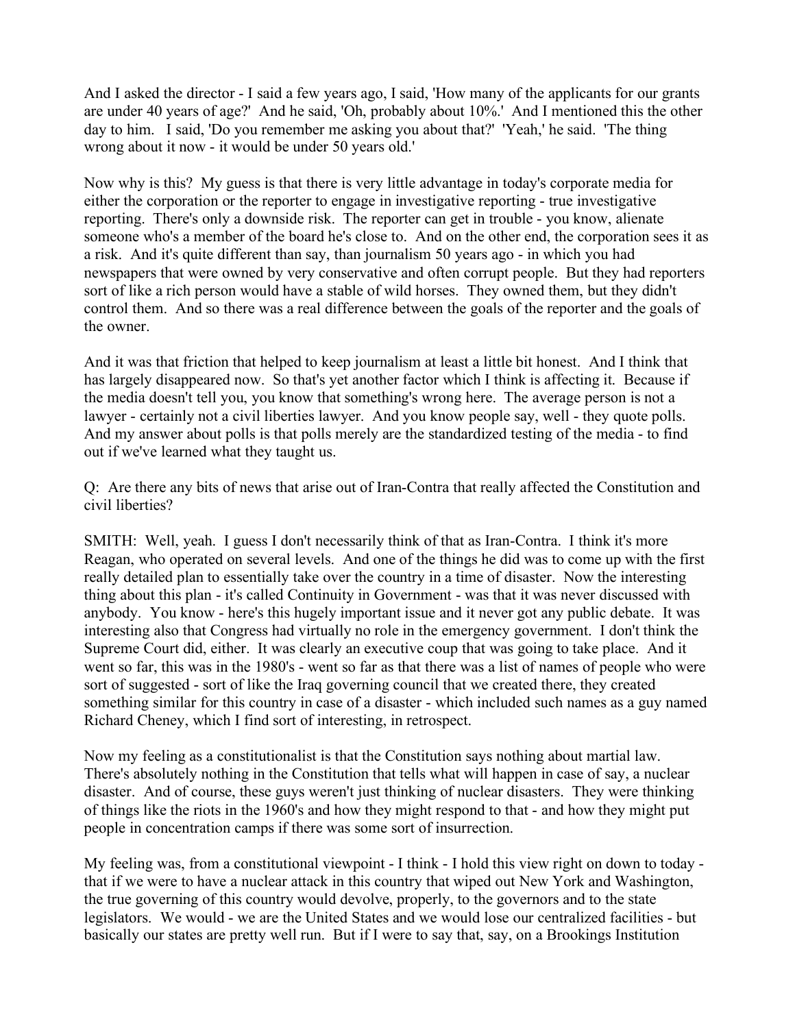And I asked the director - I said a few years ago, I said, 'How many of the applicants for our grants are under 40 years of age?' And he said, 'Oh, probably about 10%.' And I mentioned this the other day to him. I said, 'Do you remember me asking you about that?' 'Yeah,' he said. 'The thing wrong about it now - it would be under 50 years old.'

Now why is this? My guess is that there is very little advantage in today's corporate media for either the corporation or the reporter to engage in investigative reporting - true investigative reporting. There's only a downside risk. The reporter can get in trouble - you know, alienate someone who's a member of the board he's close to. And on the other end, the corporation sees it as a risk. And it's quite different than say, than journalism 50 years ago - in which you had newspapers that were owned by very conservative and often corrupt people. But they had reporters sort of like a rich person would have a stable of wild horses. They owned them, but they didn't control them. And so there was a real difference between the goals of the reporter and the goals of the owner.

And it was that friction that helped to keep journalism at least a little bit honest. And I think that has largely disappeared now. So that's yet another factor which I think is affecting it. Because if the media doesn't tell you, you know that something's wrong here. The average person is not a lawyer - certainly not a civil liberties lawyer. And you know people say, well - they quote polls. And my answer about polls is that polls merely are the standardized testing of the media - to find out if we've learned what they taught us.

Q: Are there any bits of news that arise out of Iran-Contra that really affected the Constitution and civil liberties?

SMITH: Well, yeah. I guess I don't necessarily think of that as Iran-Contra. I think it's more Reagan, who operated on several levels. And one of the things he did was to come up with the first really detailed plan to essentially take over the country in a time of disaster. Now the interesting thing about this plan - it's called Continuity in Government - was that it was never discussed with anybody. You know - here's this hugely important issue and it never got any public debate. It was interesting also that Congress had virtually no role in the emergency government. I don't think the Supreme Court did, either. It was clearly an executive coup that was going to take place. And it went so far, this was in the 1980's - went so far as that there was a list of names of people who were sort of suggested - sort of like the Iraq governing council that we created there, they created something similar for this country in case of a disaster - which included such names as a guy named Richard Cheney, which I find sort of interesting, in retrospect.

Now my feeling as a constitutionalist is that the Constitution says nothing about martial law. There's absolutely nothing in the Constitution that tells what will happen in case of say, a nuclear disaster. And of course, these guys weren't just thinking of nuclear disasters. They were thinking of things like the riots in the 1960's and how they might respond to that - and how they might put people in concentration camps if there was some sort of insurrection.

My feeling was, from a constitutional viewpoint - I think - I hold this view right on down to today - that if we were to have a nuclear attack in this country that wiped out New York and Washington, the true governing of this country would devolve, properly, to the governors and to the state legislators. We would - we are the United States and we would lose our centralized facilities - but basically our states are pretty well run. But if I were to say that, say, on a Brookings Institution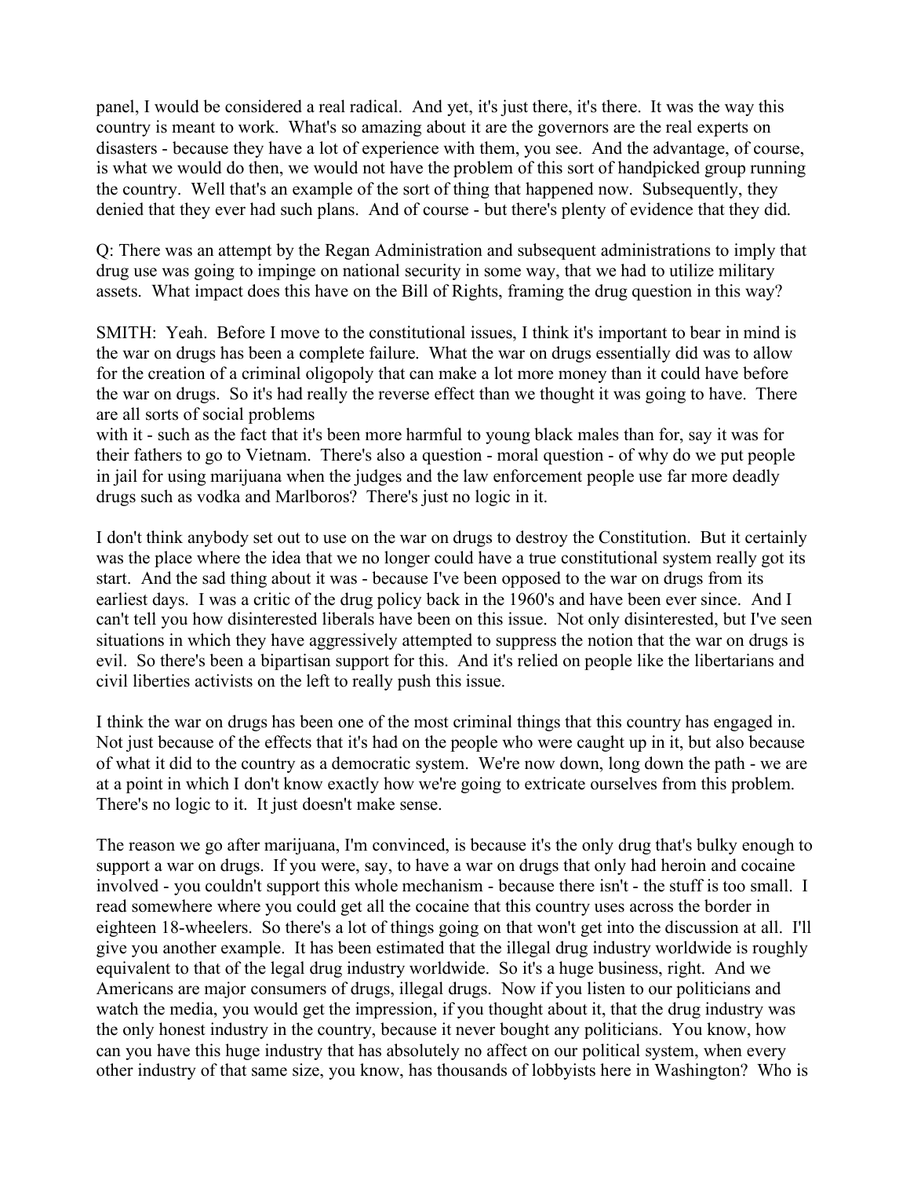panel, I would be considered a real radical. And yet, it's just there, it's there. It was the way this country is meant to work. What's so amazing about it are the governors are the real experts on disasters - because they have a lot of experience with them, you see. And the advantage, of course, is what we would do then, we would not have the problem of this sort of handpicked group running the country. Well that's an example of the sort of thing that happened now. Subsequently, they denied that they ever had such plans. And of course - but there's plenty of evidence that they did.

Q: There was an attempt by the Regan Administration and subsequent administrations to imply that drug use was going to impinge on national security in some way, that we had to utilize military assets. What impact does this have on the Bill of Rights, framing the drug question in this way?

SMITH: Yeah. Before I move to the constitutional issues, I think it's important to bear in mind is the war on drugs has been a complete failure. What the war on drugs essentially did was to allow for the creation of a criminal oligopoly that can make a lot more money than it could have before the war on drugs. So it's had really the reverse effect than we thought it was going to have. There are all sorts of social problems with it - such as the fact that it's been more harmful to young black males than for, say it was for their fathers to go to Vietnam. There's also a question - moral question - of why do we put people in jail for using marijuana when the judges and the law enforcement people use far more deadly drugs such as vodka and Marlboros? There's just no logic in it.

I don't think anybody set out to use on the war on drugs to destroy the Constitution. But it certainly was the place where the idea that we no longer could have a true constitutional system really got its start. And the sad thing about it was - because I've been opposed to the war on drugs from its earliest days. I was a critic of the drug policy back in the 1960's and have been ever since. And I can't tell you how disinterested liberals have been on this issue. Not only disinterested, but I've seen situations in which they have aggressively attempted to suppress the notion that the war on drugs is evil. So there's been a bipartisan support for this. And it's relied on people like the libertarians and civil liberties activists on the left to really push this issue.

I think the war on drugs has been one of the most criminal things that this country has engaged in. Not just because of the effects that it's had on the people who were caught up in it, but also because of what it did to the country as a democratic system. We're now down, long down the path - we are at a point in which I don't know exactly how we're going to extricate ourselves from this problem. There's no logic to it. It just doesn't make sense.

The reason we go after marijuana, I'm convinced, is because it's the only drug that's bulky enough to support a war on drugs. If you were, say, to have a war on drugs that only had heroin and cocaine involved - you couldn't support this whole mechanism - because there isn't - the stuff is too small. I read somewhere where you could get all the cocaine that this country uses across the border in eighteen 18-wheelers. So there's a lot of things going on that won't get into the discussion at all. I'll give you another example. It has been estimated that the illegal drug industry worldwide is roughly equivalent to that of the legal drug industry worldwide. So it's a huge business, right. And we Americans are major consumers of drugs, illegal drugs. Now if you listen to our politicians and watch the media, you would get the impression, if you thought about it, that the drug industry was the only honest industry in the country, because it never bought any politicians. You know, how can you have this huge industry that has absolutely no affect on our political system, when every other industry of that same size, you know, has thousands of lobbyists here in Washington? Who is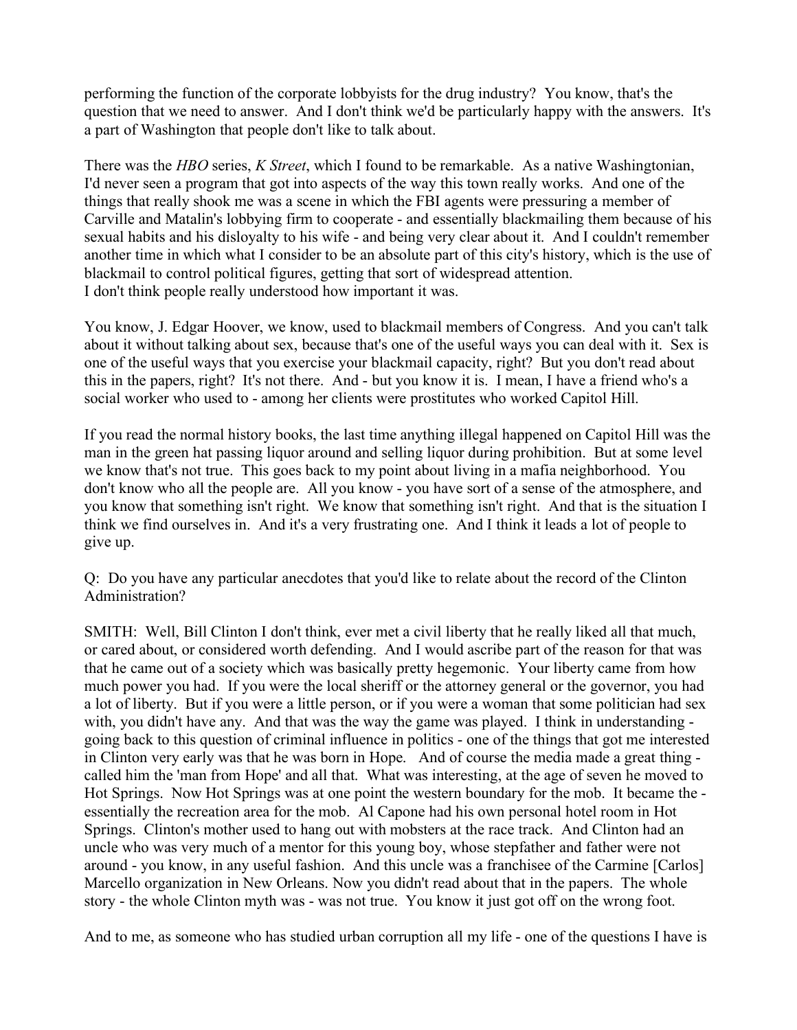performing the function of the corporate lobbyists for the drug industry? You know, that's the question that we need to answer. And I don't think we'd be particularly happy with the answers. It's a part of Washington that people don't like to talk about.

There was the *HBO* series, *K Street*, which I found to be remarkable. As a native Washingtonian, I'd never seen a program that got into aspects of the way this town really works. And one of the things that really shook me was a scene in which the FBI agents were pressuring a member of Carville and Matalin's lobbying firm to cooperate - and essentially blackmailing them because of his sexual habits and his disloyalty to his wife - and being very clear about it. And I couldn't remember another time in which what I consider to be an absolute part of this city's history, which is the use of blackmail to control political figures, getting that sort of widespread attention.
I don't think people really understood how important it was.

You know, J. Edgar Hoover, we know, used to blackmail members of Congress. And you can't talk about it without talking about sex, because that's one of the useful ways you can deal with it. Sex is one of the useful ways that you exercise your blackmail capacity, right? But you don't read about this in the papers, right? It's not there. And - but you know it is. I mean, I have a friend who's a social worker who used to - among her clients were prostitutes who worked Capitol Hill.

If you read the normal history books, the last time anything illegal happened on Capitol Hill was the man in the green hat passing liquor around and selling liquor during prohibition. But at some level we know that's not true. This goes back to my point about living in a mafia neighborhood. You don't know who all the people are. All you know - you have sort of a sense of the atmosphere, and you know that something isn't right. We know that something isn't right. And that is the situation I think we find ourselves in. And it's a very frustrating one. And I think it leads a lot of people to give up.

Q: Do you have any particular anecdotes that you'd like to relate about the record of the Clinton Administration?

SMITH: Well, Bill Clinton I don't think, ever met a civil liberty that he really liked all that much, or cared about, or considered worth defending. And I would ascribe part of the reason for that was that he came out of a society which was basically pretty hegemonic. Your liberty came from how much power you had. If you were the local sheriff or the attorney general or the governor, you had a lot of liberty. But if you were a little person, or if you were a woman that some politician had sex with, you didn't have any. And that was the way the game was played. I think in understanding - going back to this question of criminal influence in politics - one of the things that got me interested in Clinton very early was that he was born in Hope. And of course the media made a great thing - called him the 'man from Hope' and all that. What was interesting, at the age of seven he moved to Hot Springs. Now Hot Springs was at one point the western boundary for the mob. It became the - essentially the recreation area for the mob. Al Capone had his own personal hotel room in Hot Springs. Clinton's mother used to hang out with mobsters at the race track. And Clinton had an uncle who was very much of a mentor for this young boy, whose stepfather and father were not around - you know, in any useful fashion. And this uncle was a franchisee of the Carmine [Carlos] Marcello organization in New Orleans. Now you didn't read about that in the papers. The whole story - the whole Clinton myth was - was not true. You know it just got off on the wrong foot.

And to me, as someone who has studied urban corruption all my life - one of the questions I have is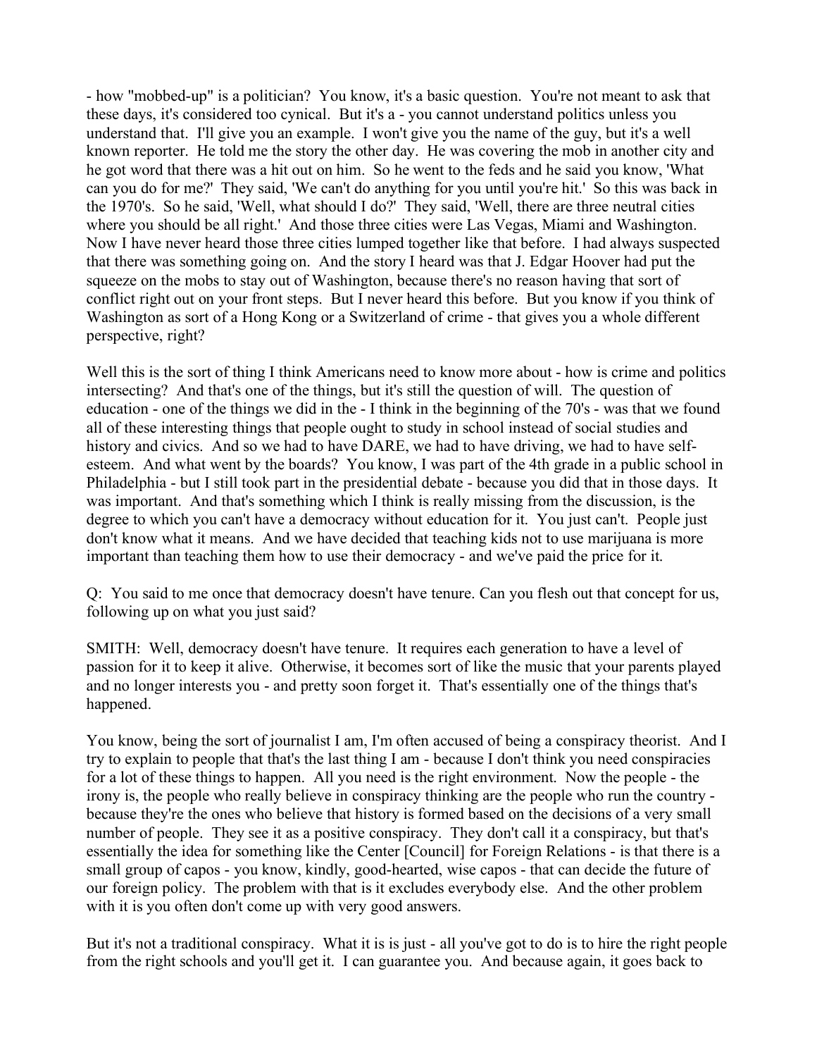- how "mobbed-up" is a politician? You know, it's a basic question. You're not meant to ask that these days, it's considered too cynical. But it's a - you cannot understand politics unless you understand that. I'll give you an example. I won't give you the name of the guy, but it's a well known reporter. He told me the story the other day. He was covering the mob in another city and he got word that there was a hit out on him. So he went to the feds and he said you know, 'What can you do for me?' They said, 'We can't do anything for you until you're hit.' So this was back in the 1970's. So he said, 'Well, what should I do?' They said, 'Well, there are three neutral cities where you should be all right.' And those three cities were Las Vegas, Miami and Washington. Now I have never heard those three cities lumped together like that before. I had always suspected that there was something going on. And the story I heard was that J. Edgar Hoover had put the squeeze on the mobs to stay out of Washington, because there's no reason having that sort of conflict right out on your front steps. But I never heard this before. But you know if you think of Washington as sort of a Hong Kong or a Switzerland of crime - that gives you a whole different perspective, right?

Well this is the sort of thing I think Americans need to know more about - how is crime and politics intersecting? And that's one of the things, but it's still the question of will. The question of education - one of the things we did in the - I think in the beginning of the 70's - was that we found all of these interesting things that people ought to study in school instead of social studies and history and civics. And so we had to have DARE, we had to have driving, we had to have self-esteem. And what went by the boards? You know, I was part of the 4th grade in a public school in Philadelphia - but I still took part in the presidential debate - because you did that in those days. It was important. And that's something which I think is really missing from the discussion, is the degree to which you can't have a democracy without education for it. You just can't. People just don't know what it means. And we have decided that teaching kids not to use marijuana is more important than teaching them how to use their democracy - and we've paid the price for it.

Q: You said to me once that democracy doesn't have tenure. Can you flesh out that concept for us, following up on what you just said?

SMITH: Well, democracy doesn't have tenure. It requires each generation to have a level of passion for it to keep it alive. Otherwise, it becomes sort of like the music that your parents played and no longer interests you - and pretty soon forget it. That's essentially one of the things that's happened.

You know, being the sort of journalist I am, I'm often accused of being a conspiracy theorist. And I try to explain to people that that's the last thing I am - because I don't think you need conspiracies for a lot of these things to happen. All you need is the right environment. Now the people - the irony is, the people who really believe in conspiracy thinking are the people who run the country - because they're the ones who believe that history is formed based on the decisions of a very small number of people. They see it as a positive conspiracy. They don't call it a conspiracy, but that's essentially the idea for something like the Center [Council] for Foreign Relations - is that there is a small group of capos - you know, kindly, good-hearted, wise capos - that can decide the future of our foreign policy. The problem with that is it excludes everybody else. And the other problem with it is you often don't come up with very good answers.

But it's not a traditional conspiracy. What it is is just - all you've got to do is to hire the right people from the right schools and you'll get it. I can guarantee you. And because again, it goes back to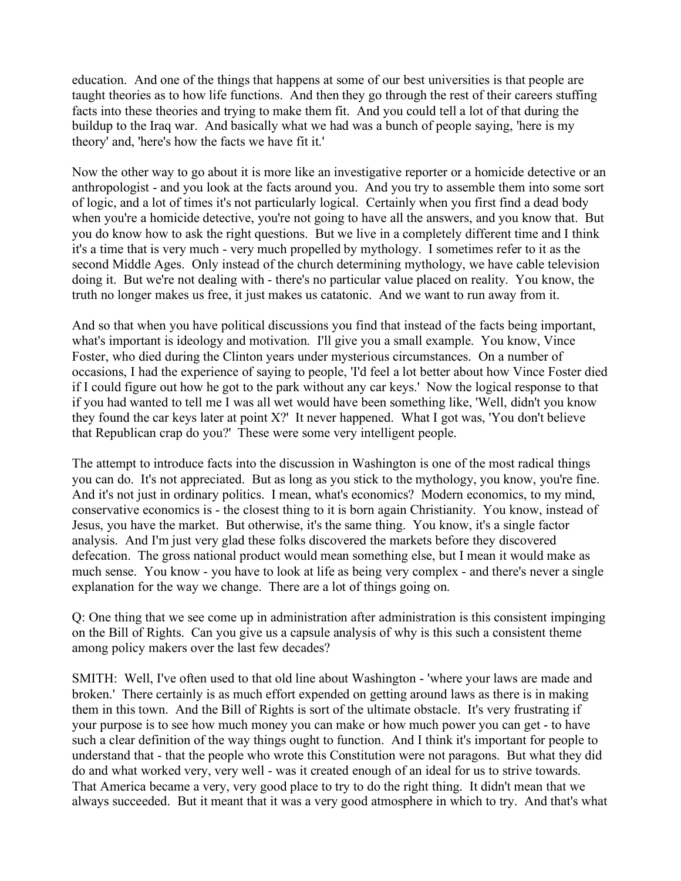education. And one of the things that happens at some of our best universities is that people are taught theories as to how life functions. And then they go through the rest of their careers stuffing facts into these theories and trying to make them fit. And you could tell a lot of that during the buildup to the Iraq war. And basically what we had was a bunch of people saying, 'here is my theory' and, 'here's how the facts we have fit it.'

Now the other way to go about it is more like an investigative reporter or a homicide detective or an anthropologist - and you look at the facts around you. And you try to assemble them into some sort of logic, and a lot of times it's not particularly logical. Certainly when you first find a dead body when you're a homicide detective, you're not going to have all the answers, and you know that. But you do know how to ask the right questions. But we live in a completely different time and I think it's a time that is very much - very much propelled by mythology. I sometimes refer to it as the second Middle Ages. Only instead of the church determining mythology, we have cable television doing it. But we're not dealing with - there's no particular value placed on reality. You know, the truth no longer makes us free, it just makes us catatonic. And we want to run away from it.

And so that when you have political discussions you find that instead of the facts being important, what's important is ideology and motivation. I'll give you a small example. You know, Vince Foster, who died during the Clinton years under mysterious circumstances. On a number of occasions, I had the experience of saying to people, 'I'd feel a lot better about how Vince Foster died if I could figure out how he got to the park without any car keys.' Now the logical response to that if you had wanted to tell me I was all wet would have been something like, 'Well, didn't you know they found the car keys later at point X?' It never happened. What I got was, 'You don't believe that Republican crap do you?' These were some very intelligent people.

The attempt to introduce facts into the discussion in Washington is one of the most radical things you can do. It's not appreciated. But as long as you stick to the mythology, you know, you're fine. And it's not just in ordinary politics. I mean, what's economics? Modern economics, to my mind, conservative economics is - the closest thing to it is born again Christianity. You know, instead of Jesus, you have the market. But otherwise, it's the same thing. You know, it's a single factor analysis. And I'm just very glad these folks discovered the markets before they discovered defecation. The gross national product would mean something else, but I mean it would make as much sense. You know - you have to look at life as being very complex - and there's never a single explanation for the way we change. There are a lot of things going on.

Q: One thing that we see come up in administration after administration is this consistent impinging on the Bill of Rights. Can you give us a capsule analysis of why is this such a consistent theme among policy makers over the last few decades?

SMITH: Well, I've often used to that old line about Washington - 'where your laws are made and broken.' There certainly is as much effort expended on getting around laws as there is in making them in this town. And the Bill of Rights is sort of the ultimate obstacle. It's very frustrating if your purpose is to see how much money you can make or how much power you can get - to have such a clear definition of the way things ought to function. And I think it's important for people to understand that - that the people who wrote this Constitution were not paragons. But what they did do and what worked very, very well - was it created enough of an ideal for us to strive towards. That America became a very, very good place to try to do the right thing. It didn't mean that we always succeeded. But it meant that it was a very good atmosphere in which to try. And that's what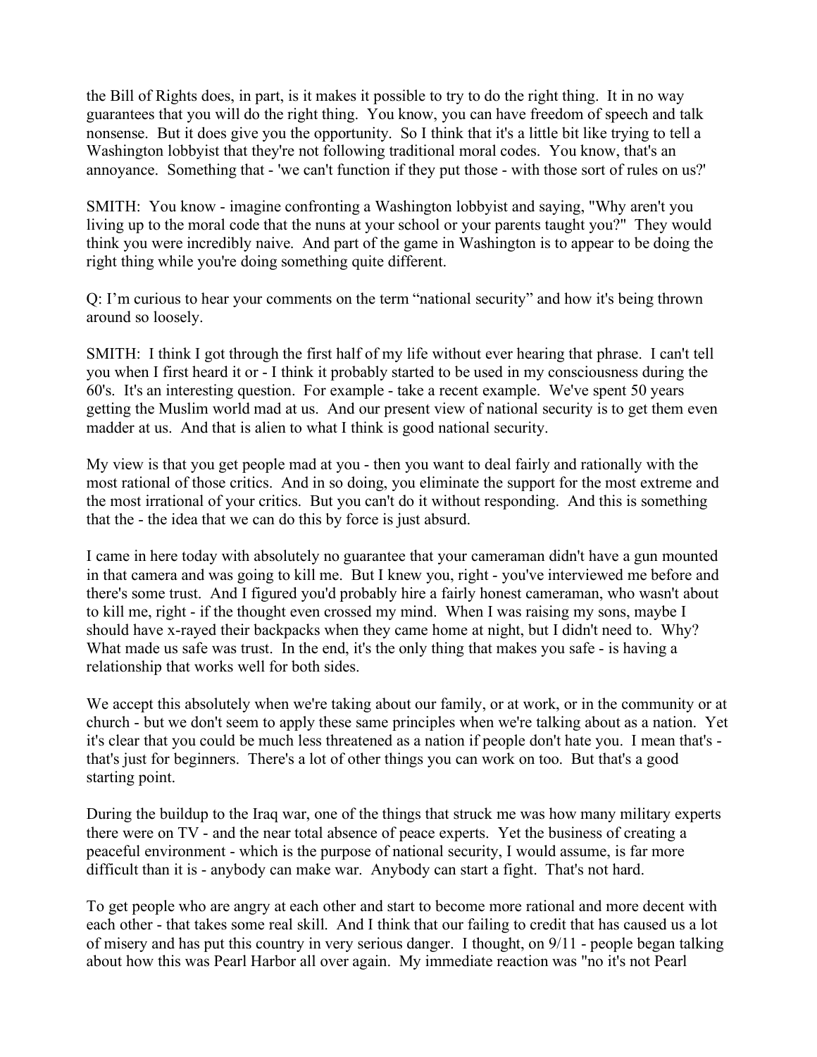the Bill of Rights does, in part, is it makes it possible to try to do the right thing. It in no way guarantees that you will do the right thing. You know, you can have freedom of speech and talk nonsense. But it does give you the opportunity. So I think that it's a little bit like trying to tell a Washington lobbyist that they're not following traditional moral codes. You know, that's an annoyance. Something that - 'we can't function if they put those - with those sort of rules on us?'

SMITH: You know - imagine confronting a Washington lobbyist and saying, "Why aren't you living up to the moral code that the nuns at your school or your parents taught you?" They would think you were incredibly naive. And part of the game in Washington is to appear to be doing the right thing while you're doing something quite different.

Q: I'm curious to hear your comments on the term "national security" and how it's being thrown around so loosely.

SMITH: I think I got through the first half of my life without ever hearing that phrase. I can't tell you when I first heard it or - I think it probably started to be used in my consciousness during the 60's. It's an interesting question. For example - take a recent example. We've spent 50 years getting the Muslim world mad at us. And our present view of national security is to get them even madder at us. And that is alien to what I think is good national security.

My view is that you get people mad at you - then you want to deal fairly and rationally with the most rational of those critics. And in so doing, you eliminate the support for the most extreme and the most irrational of your critics. But you can't do it without responding. And this is something that the - the idea that we can do this by force is just absurd.

I came in here today with absolutely no guarantee that your cameraman didn't have a gun mounted in that camera and was going to kill me. But I knew you, right - you've interviewed me before and there's some trust. And I figured you'd probably hire a fairly honest cameraman, who wasn't about to kill me, right - if the thought even crossed my mind. When I was raising my sons, maybe I should have x-rayed their backpacks when they came home at night, but I didn't need to. Why? What made us safe was trust. In the end, it's the only thing that makes you safe - is having a relationship that works well for both sides.

We accept this absolutely when we're taking about our family, or at work, or in the community or at church - but we don't seem to apply these same principles when we're talking about as a nation. Yet it's clear that you could be much less threatened as a nation if people don't hate you. I mean that's - that's just for beginners. There's a lot of other things you can work on too. But that's a good starting point.

During the buildup to the Iraq war, one of the things that struck me was how many military experts there were on TV - and the near total absence of peace experts. Yet the business of creating a peaceful environment - which is the purpose of national security, I would assume, is far more difficult than it is - anybody can make war. Anybody can start a fight. That's not hard.

To get people who are angry at each other and start to become more rational and more decent with each other - that takes some real skill. And I think that our failing to credit that has caused us a lot of misery and has put this country in very serious danger. I thought, on 9/11 - people began talking about how this was Pearl Harbor all over again. My immediate reaction was "no it's not Pearl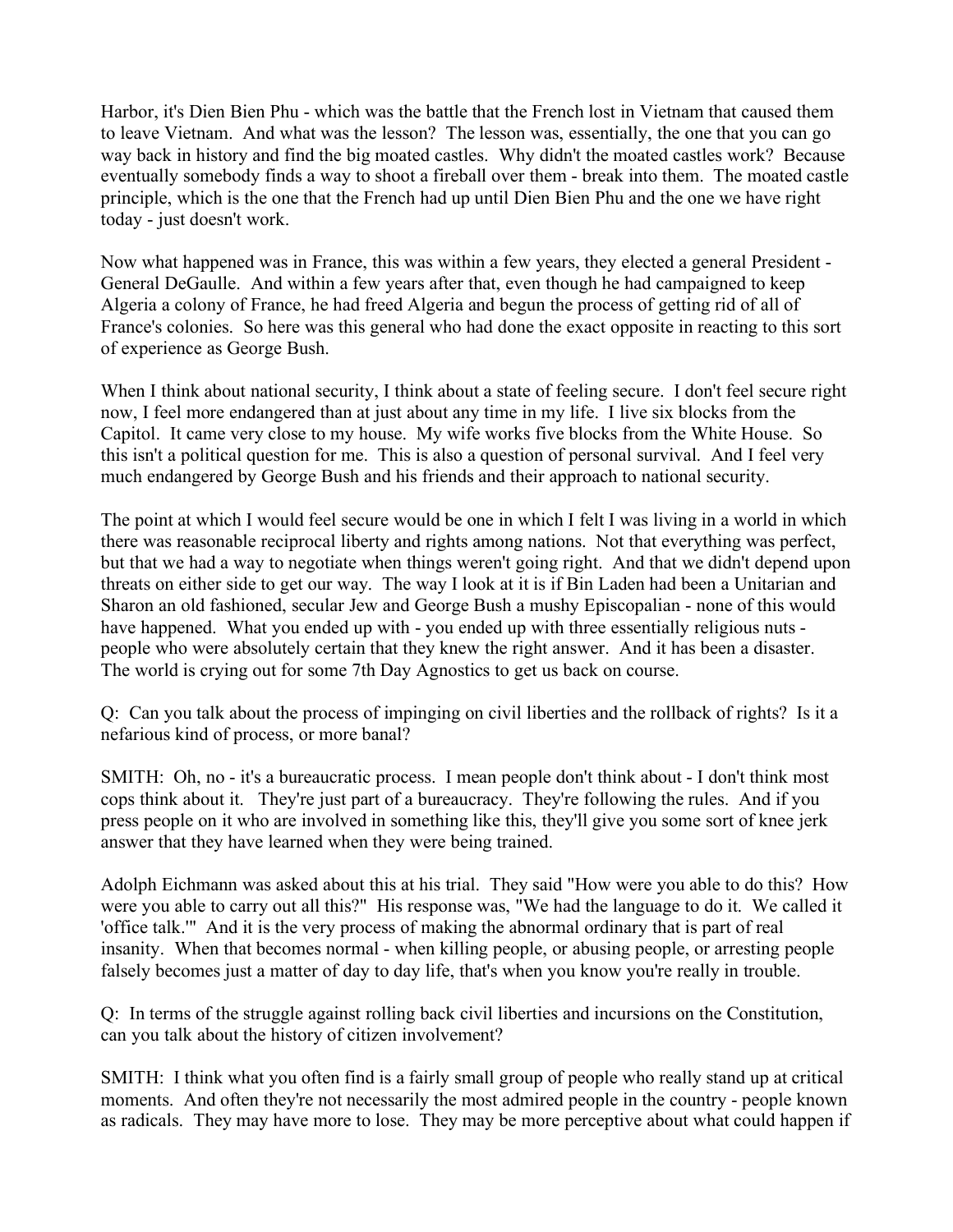Harbor, it's Dien Bien Phu - which was the battle that the French lost in Vietnam that caused them to leave Vietnam. And what was the lesson? The lesson was, essentially, the one that you can go way back in history and find the big moated castles. Why didn't the moated castles work? Because eventually somebody finds a way to shoot a fireball over them - break into them. The moated castle principle, which is the one that the French had up until Dien Bien Phu and the one we have right today - just doesn't work.

Now what happened was in France, this was within a few years, they elected a general President - General DeGaulle. And within a few years after that, even though he had campaigned to keep Algeria a colony of France, he had freed Algeria and begun the process of getting rid of all of France's colonies. So here was this general who had done the exact opposite in reacting to this sort of experience as George Bush.

When I think about national security, I think about a state of feeling secure. I don't feel secure right now, I feel more endangered than at just about any time in my life. I live six blocks from the Capitol. It came very close to my house. My wife works five blocks from the White House. So this isn't a political question for me. This is also a question of personal survival. And I feel very much endangered by George Bush and his friends and their approach to national security.

The point at which I would feel secure would be one in which I felt I was living in a world in which there was reasonable reciprocal liberty and rights among nations. Not that everything was perfect, but that we had a way to negotiate when things weren't going right. And that we didn't depend upon threats on either side to get our way. The way I look at it is if Bin Laden had been a Unitarian and Sharon an old fashioned, secular Jew and George Bush a mushy Episcopalian - none of this would have happened. What you ended up with - you ended up with three essentially religious nuts - people who were absolutely certain that they knew the right answer. And it has been a disaster. The world is crying out for some 7th Day Agnostics to get us back on course.

Q: Can you talk about the process of impinging on civil liberties and the rollback of rights? Is it a nefarious kind of process, or more banal?

SMITH: Oh, no - it's a bureaucratic process. I mean people don't think about - I don't think most cops think about it. They're just part of a bureaucracy. They're following the rules. And if you press people on it who are involved in something like this, they'll give you some sort of knee jerk answer that they have learned when they were being trained.

Adolph Eichmann was asked about this at his trial. They said "How were you able to do this? How were you able to carry out all this?" His response was, "We had the language to do it. We called it 'office talk.'" And it is the very process of making the abnormal ordinary that is part of real insanity. When that becomes normal - when killing people, or abusing people, or arresting people falsely becomes just a matter of day to day life, that's when you know you're really in trouble.

Q: In terms of the struggle against rolling back civil liberties and incursions on the Constitution, can you talk about the history of citizen involvement?

SMITH: I think what you often find is a fairly small group of people who really stand up at critical moments. And often they're not necessarily the most admired people in the country - people known as radicals. They may have more to lose. They may be more perceptive about what could happen if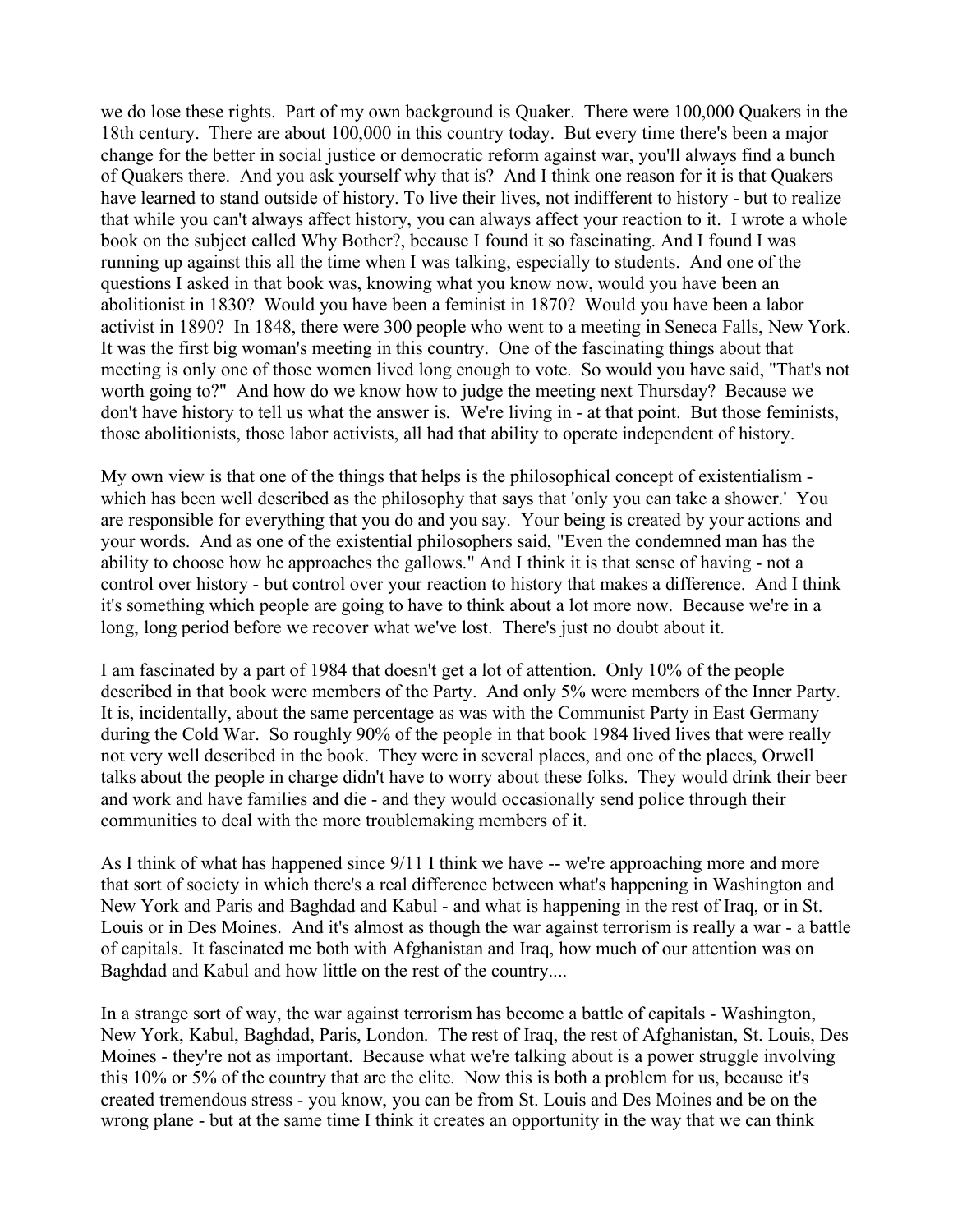we do lose these rights. Part of my own background is Quaker. There were 100,000 Quakers in the 18th century. There are about 100,000 in this country today. But every time there's been a major change for the better in social justice or democratic reform against war, you'll always find a bunch of Quakers there. And you ask yourself why that is? And I think one reason for it is that Quakers have learned to stand outside of history. To live their lives, not indifferent to history - but to realize that while you can't always affect history, you can always affect your reaction to it. I wrote a whole book on the subject called Why Bother?, because I found it so fascinating. And I found I was running up against this all the time when I was talking, especially to students. And one of the questions I asked in that book was, knowing what you know now, would you have been an abolitionist in 1830? Would you have been a feminist in 1870? Would you have been a labor activist in 1890? In 1848, there were 300 people who went to a meeting in Seneca Falls, New York. It was the first big woman's meeting in this country. One of the fascinating things about that meeting is only one of those women lived long enough to vote. So would you have said, "That's not worth going to?" And how do we know how to judge the meeting next Thursday? Because we don't have history to tell us what the answer is. We're living in - at that point. But those feminists, those abolitionists, those labor activists, all had that ability to operate independent of history.

My own view is that one of the things that helps is the philosophical concept of existentialism - which has been well described as the philosophy that says that 'only you can take a shower.' You are responsible for everything that you do and you say. Your being is created by your actions and your words. And as one of the existential philosophers said, "Even the condemned man has the ability to choose how he approaches the gallows." And I think it is that sense of having - not a control over history - but control over your reaction to history that makes a difference. And I think it's something which people are going to have to think about a lot more now. Because we're in a long, long period before we recover what we've lost. There's just no doubt about it.

I am fascinated by a part of 1984 that doesn't get a lot of attention. Only 10% of the people described in that book were members of the Party. And only 5% were members of the Inner Party. It is, incidentally, about the same percentage as was with the Communist Party in East Germany during the Cold War. So roughly 90% of the people in that book 1984 lived lives that were really not very well described in the book. They were in several places, and one of the places, Orwell talks about the people in charge didn't have to worry about these folks. They would drink their beer and work and have families and die - and they would occasionally send police through their communities to deal with the more troublemaking members of it.

As I think of what has happened since 9/11 I think we have -- we're approaching more and more that sort of society in which there's a real difference between what's happening in Washington and New York and Paris and Baghdad and Kabul - and what is happening in the rest of Iraq, or in St. Louis or in Des Moines. And it's almost as though the war against terrorism is really a war - a battle of capitals. It fascinated me both with Afghanistan and Iraq, how much of our attention was on Baghdad and Kabul and how little on the rest of the country....

In a strange sort of way, the war against terrorism has become a battle of capitals - Washington, New York, Kabul, Baghdad, Paris, London. The rest of Iraq, the rest of Afghanistan, St. Louis, Des Moines - they're not as important. Because what we're talking about is a power struggle involving this 10% or 5% of the country that are the elite. Now this is both a problem for us, because it's created tremendous stress - you know, you can be from St. Louis and Des Moines and be on the wrong plane - but at the same time I think it creates an opportunity in the way that we can think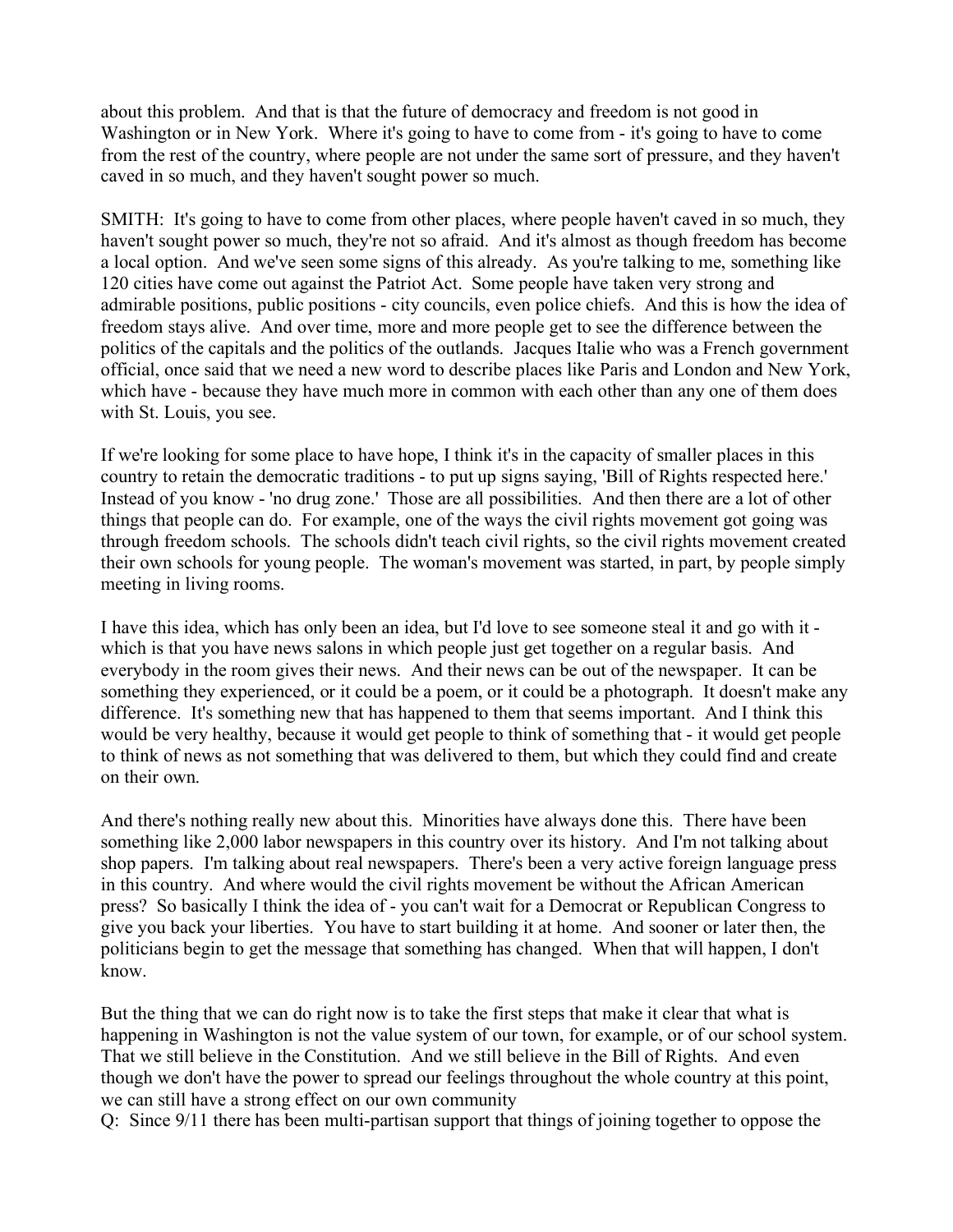about this problem. And that is that the future of democracy and freedom is not good in Washington or in New York. Where it's going to have to come from - it's going to have to come from the rest of the country, where people are not under the same sort of pressure, and they haven't caved in so much, and they haven't sought power so much.

SMITH: It's going to have to come from other places, where people haven't caved in so much, they haven't sought power so much, they're not so afraid. And it's almost as though freedom has become a local option. And we've seen some signs of this already. As you're talking to me, something like 120 cities have come out against the Patriot Act. Some people have taken very strong and admirable positions, public positions - city councils, even police chiefs. And this is how the idea of freedom stays alive. And over time, more and more people get to see the difference between the politics of the capitals and the politics of the outlands. Jacques Italie who was a French government official, once said that we need a new word to describe places like Paris and London and New York, which have - because they have much more in common with each other than any one of them does with St. Louis, you see.

If we're looking for some place to have hope, I think it's in the capacity of smaller places in this country to retain the democratic traditions - to put up signs saying, 'Bill of Rights respected here.' Instead of you know - 'no drug zone.' Those are all possibilities. And then there are a lot of other things that people can do. For example, one of the ways the civil rights movement got going was through freedom schools. The schools didn't teach civil rights, so the civil rights movement created their own schools for young people. The woman's movement was started, in part, by people simply meeting in living rooms.

I have this idea, which has only been an idea, but I'd love to see someone steal it and go with it - which is that you have news salons in which people just get together on a regular basis. And everybody in the room gives their news. And their news can be out of the newspaper. It can be something they experienced, or it could be a poem, or it could be a photograph. It doesn't make any difference. It's something new that has happened to them that seems important. And I think this would be very healthy, because it would get people to think of something that - it would get people to think of news as not something that was delivered to them, but which they could find and create on their own.

And there's nothing really new about this. Minorities have always done this. There have been something like 2,000 labor newspapers in this country over its history. And I'm not talking about shop papers. I'm talking about real newspapers. There's been a very active foreign language press in this country. And where would the civil rights movement be without the African American press? So basically I think the idea of - you can't wait for a Democrat or Republican Congress to give you back your liberties. You have to start building it at home. And sooner or later then, the politicians begin to get the message that something has changed. When that will happen, I don't know.

But the thing that we can do right now is to take the first steps that make it clear that what is happening in Washington is not the value system of our town, for example, or of our school system. That we still believe in the Constitution. And we still believe in the Bill of Rights. And even though we don't have the power to spread our feelings throughout the whole country at this point, we can still have a strong effect on our own community

Q: Since 9/11 there has been multi-partisan support that things of joining together to oppose the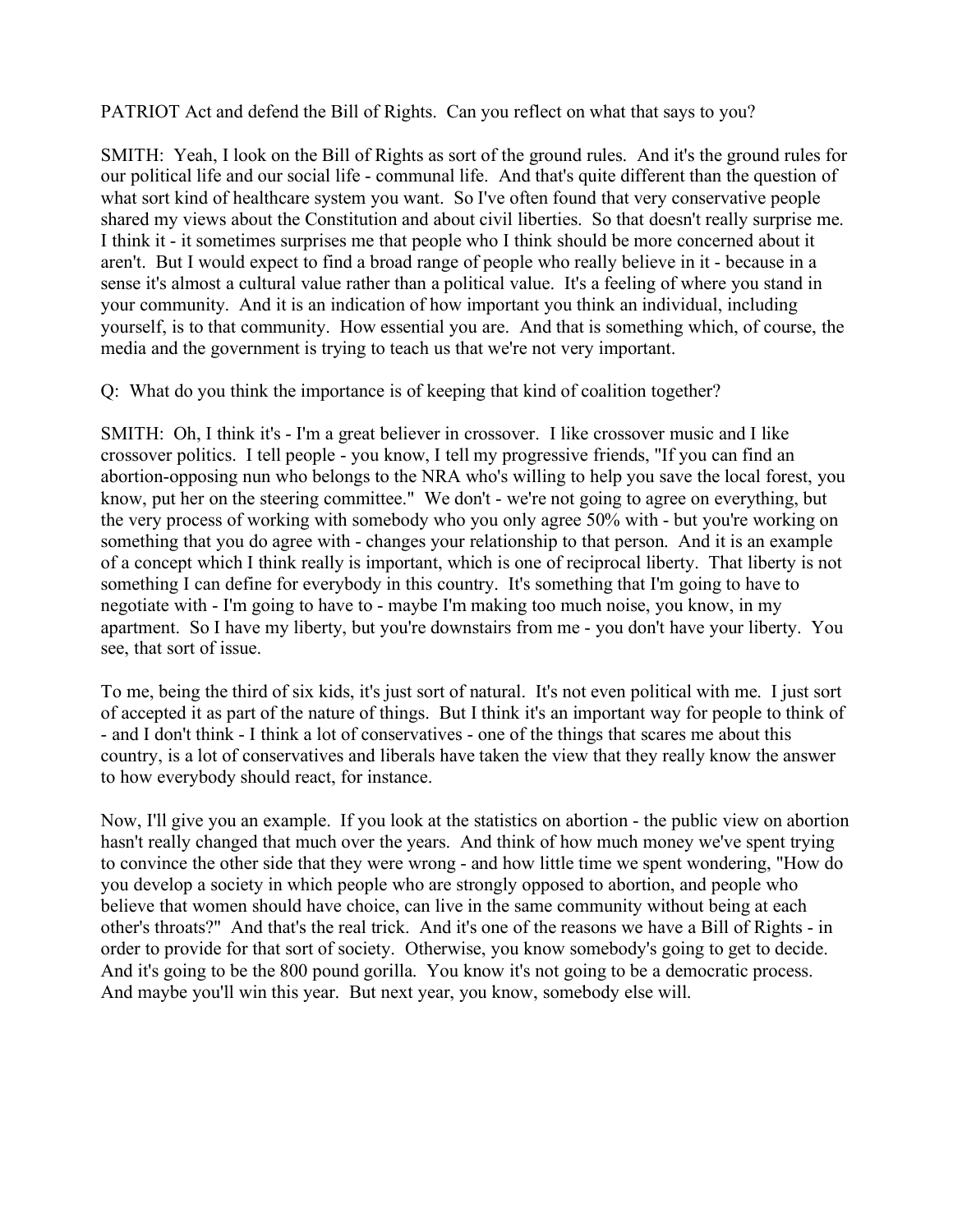PATRIOT Act and defend the Bill of Rights. Can you reflect on what that says to you?

SMITH: Yeah, I look on the Bill of Rights as sort of the ground rules. And it's the ground rules for our political life and our social life - communal life. And that's quite different than the question of what sort kind of healthcare system you want. So I've often found that very conservative people shared my views about the Constitution and about civil liberties. So that doesn't really surprise me. I think it - it sometimes surprises me that people who I think should be more concerned about it aren't. But I would expect to find a broad range of people who really believe in it - because in a sense it's almost a cultural value rather than a political value. It's a feeling of where you stand in your community. And it is an indication of how important you think an individual, including yourself, is to that community. How essential you are. And that is something which, of course, the media and the government is trying to teach us that we're not very important.

Q: What do you think the importance is of keeping that kind of coalition together?

SMITH: Oh, I think it's - I'm a great believer in crossover. I like crossover music and I like crossover politics. I tell people - you know, I tell my progressive friends, "If you can find an abortion-opposing nun who belongs to the NRA who's willing to help you save the local forest, you know, put her on the steering committee." We don't - we're not going to agree on everything, but the very process of working with somebody who you only agree 50% with - but you're working on something that you do agree with - changes your relationship to that person. And it is an example of a concept which I think really is important, which is one of reciprocal liberty. That liberty is not something I can define for everybody in this country. It's something that I'm going to have to negotiate with - I'm going to have to - maybe I'm making too much noise, you know, in my apartment. So I have my liberty, but you're downstairs from me - you don't have your liberty. You see, that sort of issue.

To me, being the third of six kids, it's just sort of natural. It's not even political with me. I just sort of accepted it as part of the nature of things. But I think it's an important way for people to think of - and I don't think - I think a lot of conservatives - one of the things that scares me about this country, is a lot of conservatives and liberals have taken the view that they really know the answer to how everybody should react, for instance.

Now, I'll give you an example. If you look at the statistics on abortion - the public view on abortion hasn't really changed that much over the years. And think of how much money we've spent trying to convince the other side that they were wrong - and how little time we spent wondering, "How do you develop a society in which people who are strongly opposed to abortion, and people who believe that women should have choice, can live in the same community without being at each other's throats?" And that's the real trick. And it's one of the reasons we have a Bill of Rights - in order to provide for that sort of society. Otherwise, you know somebody's going to get to decide. And it's going to be the 800 pound gorilla. You know it's not going to be a democratic process. And maybe you'll win this year. But next year, you know, somebody else will.